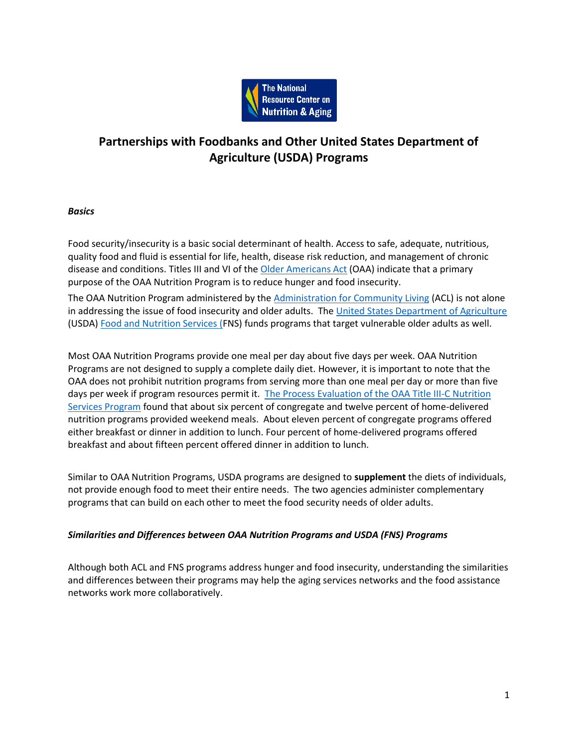The National Resource Center on Nutrition & Aging

# Partnerships with Foodbanks and Other United States Department of Agriculture (USDA) Programs

***Basics***

Food security/insecurity is a basic social determinant of health. Access to safe, adequate, nutritious, quality food and fluid is essential for life, health, disease risk reduction, and management of chronic disease and conditions. Titles III and VI of the Older Americans Act (OAA) indicate that a primary purpose of the OAA Nutrition Program is to reduce hunger and food insecurity.

The OAA Nutrition Program administered by the Administration for Community Living (ACL) is not alone in addressing the issue of food insecurity and older adults. The United States Department of Agriculture (USDA) Food and Nutrition Services (FNS) funds programs that target vulnerable older adults as well.

Most OAA Nutrition Programs provide one meal per day about five days per week. OAA Nutrition Programs are not designed to supply a complete daily diet. However, it is important to note that the OAA does not prohibit nutrition programs from serving more than one meal per day or more than five days per week if program resources permit it. The Process Evaluation of the OAA Title III-C Nutrition Services Program found that about six percent of congregate and twelve percent of home-delivered nutrition programs provided weekend meals. About eleven percent of congregate programs offered either breakfast or dinner in addition to lunch. Four percent of home-delivered programs offered breakfast and about fifteen percent offered dinner in addition to lunch.

Similar to OAA Nutrition Programs, USDA programs are designed to **supplement** the diets of individuals, not provide enough food to meet their entire needs. The two agencies administer complementary programs that can build on each other to meet the food security needs of older adults.

***Similarities and Differences between OAA Nutrition Programs and USDA (FNS) Programs***

Although both ACL and FNS programs address hunger and food insecurity, understanding the similarities and differences between their programs may help the aging services networks and the food assistance networks work more collaboratively.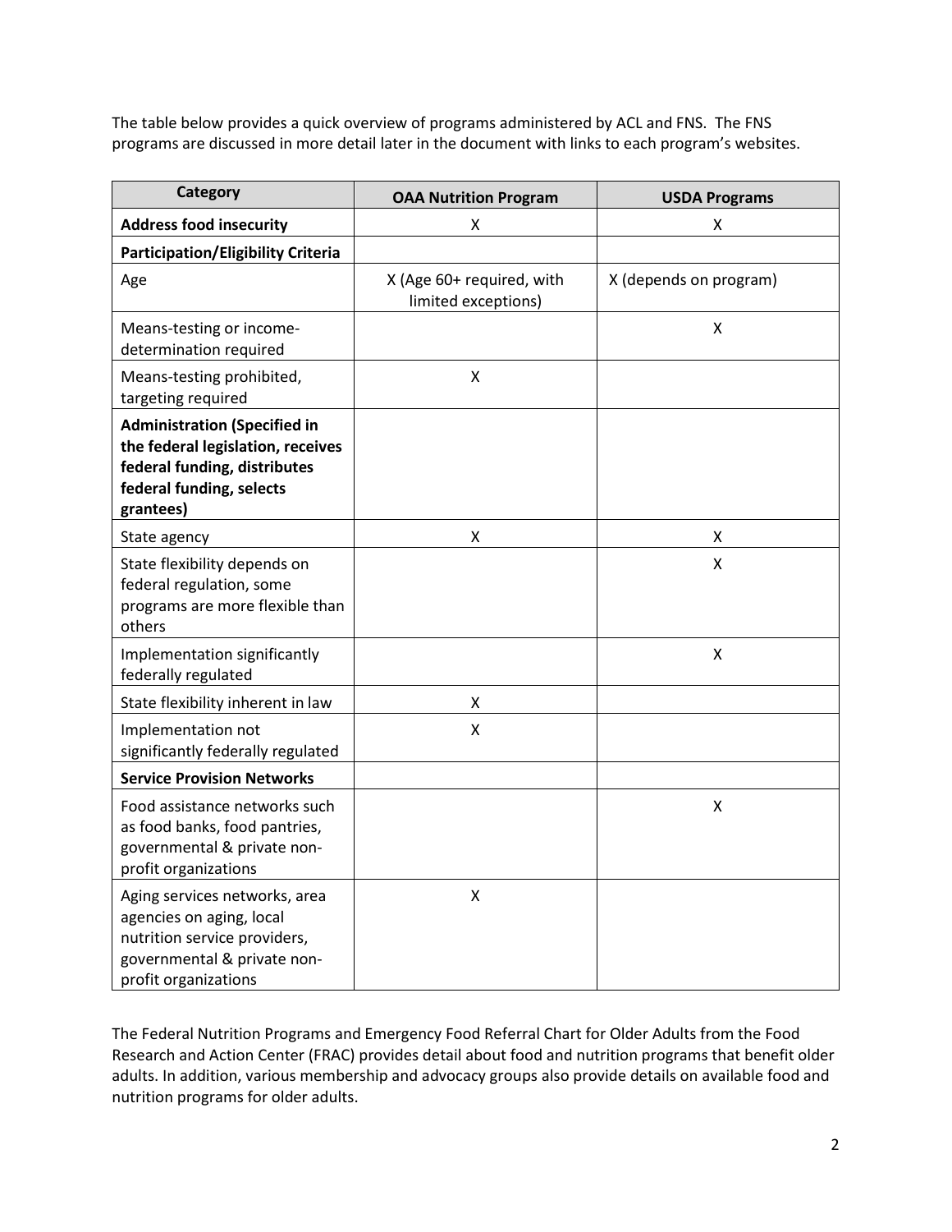The table below provides a quick overview of programs administered by ACL and FNS. The FNS programs are discussed in more detail later in the document with links to each program's websites.

| Category | OAA Nutrition Program | USDA Programs |
|---|---|---|
| **Address food insecurity** | X | X |
| **Participation/Eligibility Criteria** | | |
| Age | X (Age 60+ required, with limited exceptions) | X (depends on program) |
| Means-testing or income-determination required | | X |
| Means-testing prohibited, targeting required | X | |
| **Administration (Specified in the federal legislation, receives federal funding, distributes federal funding, selects grantees)** | | |
| State agency | X | X |
| State flexibility depends on federal regulation, some programs are more flexible than others | | X |
| Implementation significantly federally regulated | | X |
| State flexibility inherent in law | X | |
| Implementation not significantly federally regulated | X | |
| **Service Provision Networks** | | |
| Food assistance networks such as food banks, food pantries, governmental & private non-profit organizations | | X |
| Aging services networks, area agencies on aging, local nutrition service providers, governmental & private non-profit organizations | X | |

The Federal Nutrition Programs and Emergency Food Referral Chart for Older Adults from the Food Research and Action Center (FRAC) provides detail about food and nutrition programs that benefit older adults. In addition, various membership and advocacy groups also provide details on available food and nutrition programs for older adults.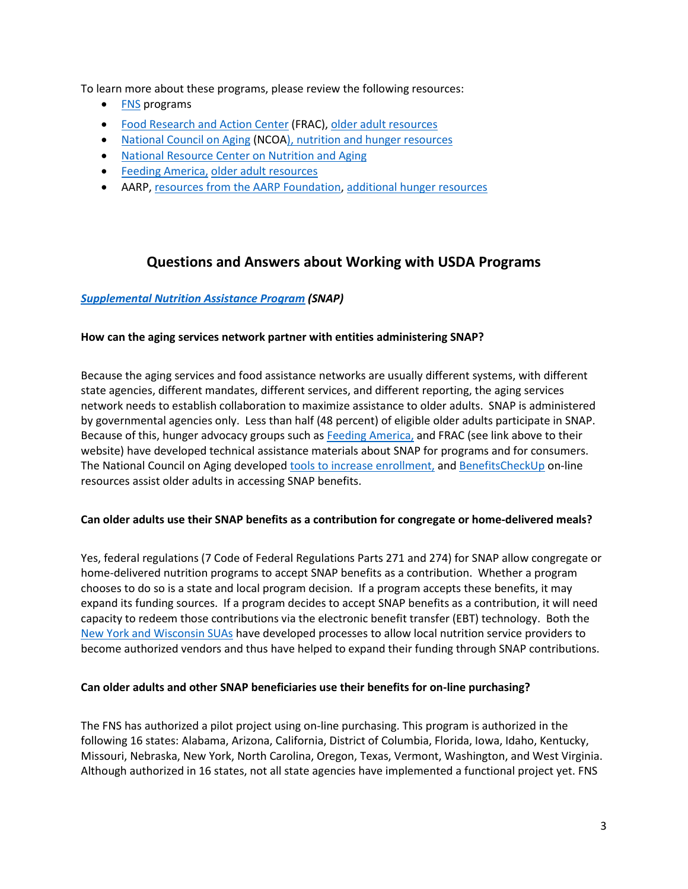To learn more about these programs, please review the following resources:

- FNS programs
- Food Research and Action Center (FRAC), older adult resources
- National Council on Aging (NCOA), nutrition and hunger resources
- National Resource Center on Nutrition and Aging
- Feeding America, older adult resources
- AARP, resources from the AARP Foundation, additional hunger resources

## Questions and Answers about Working with USDA Programs

***Supplemental Nutrition Assistance Program (SNAP)***

**How can the aging services network partner with entities administering SNAP?**

Because the aging services and food assistance networks are usually different systems, with different state agencies, different mandates, different services, and different reporting, the aging services network needs to establish collaboration to maximize assistance to older adults. SNAP is administered by governmental agencies only. Less than half (48 percent) of eligible older adults participate in SNAP. Because of this, hunger advocacy groups such as Feeding America, and FRAC (see link above to their website) have developed technical assistance materials about SNAP for programs and for consumers. The National Council on Aging developed tools to increase enrollment, and BenefitsCheckUp on-line resources assist older adults in accessing SNAP benefits.

**Can older adults use their SNAP benefits as a contribution for congregate or home-delivered meals?**

Yes, federal regulations (7 Code of Federal Regulations Parts 271 and 274) for SNAP allow congregate or home-delivered nutrition programs to accept SNAP benefits as a contribution. Whether a program chooses to do so is a state and local program decision. If a program accepts these benefits, it may expand its funding sources. If a program decides to accept SNAP benefits as a contribution, it will need capacity to redeem those contributions via the electronic benefit transfer (EBT) technology. Both the New York and Wisconsin SUAs have developed processes to allow local nutrition service providers to become authorized vendors and thus have helped to expand their funding through SNAP contributions.

**Can older adults and other SNAP beneficiaries use their benefits for on-line purchasing?**

The FNS has authorized a pilot project using on-line purchasing. This program is authorized in the following 16 states: Alabama, Arizona, California, District of Columbia, Florida, Iowa, Idaho, Kentucky, Missouri, Nebraska, New York, North Carolina, Oregon, Texas, Vermont, Washington, and West Virginia. Although authorized in 16 states, not all state agencies have implemented a functional project yet. FNS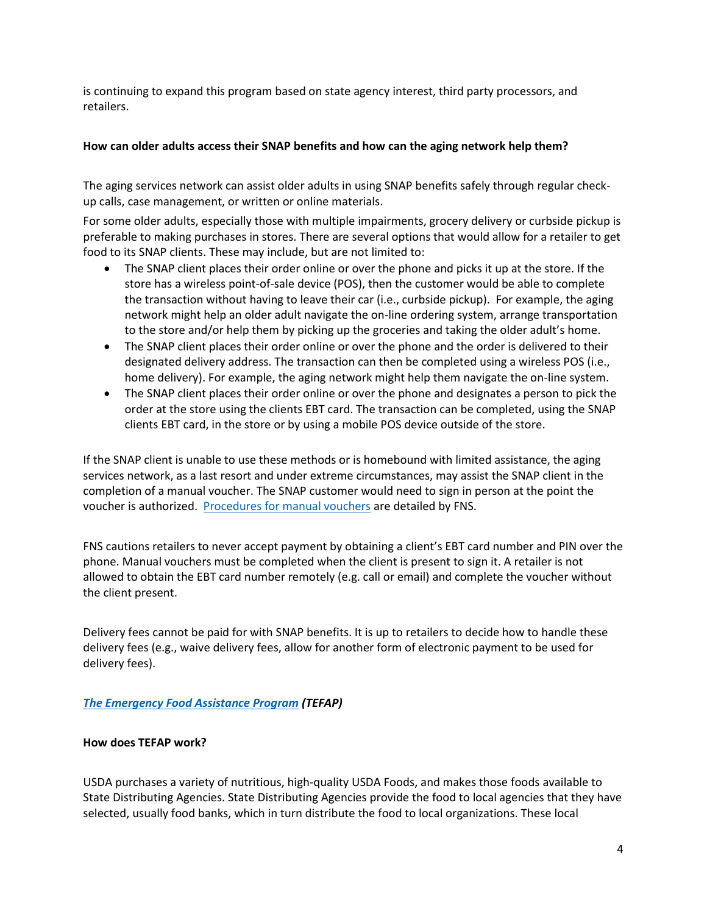is continuing to expand this program based on state agency interest, third party processors, and retailers.

**How can older adults access their SNAP benefits and how can the aging network help them?**

The aging services network can assist older adults in using SNAP benefits safely through regular check-up calls, case management, or written or online materials.

For some older adults, especially those with multiple impairments, grocery delivery or curbside pickup is preferable to making purchases in stores. There are several options that would allow for a retailer to get food to its SNAP clients. These may include, but are not limited to:

- The SNAP client places their order online or over the phone and picks it up at the store. If the store has a wireless point-of-sale device (POS), then the customer would be able to complete the transaction without having to leave their car (i.e., curbside pickup). For example, the aging network might help an older adult navigate the on-line ordering system, arrange transportation to the store and/or help them by picking up the groceries and taking the older adult's home.
- The SNAP client places their order online or over the phone and the order is delivered to their designated delivery address. The transaction can then be completed using a wireless POS (i.e., home delivery). For example, the aging network might help them navigate the on-line system.
- The SNAP client places their order online or over the phone and designates a person to pick the order at the store using the clients EBT card. The transaction can be completed, using the SNAP clients EBT card, in the store or by using a mobile POS device outside of the store.

If the SNAP client is unable to use these methods or is homebound with limited assistance, the aging services network, as a last resort and under extreme circumstances, may assist the SNAP client in the completion of a manual voucher. The SNAP customer would need to sign in person at the point the voucher is authorized. Procedures for manual vouchers are detailed by FNS.

FNS cautions retailers to never accept payment by obtaining a client's EBT card number and PIN over the phone. Manual vouchers must be completed when the client is present to sign it. A retailer is not allowed to obtain the EBT card number remotely (e.g. call or email) and complete the voucher without the client present.

Delivery fees cannot be paid for with SNAP benefits. It is up to retailers to decide how to handle these delivery fees (e.g., waive delivery fees, allow for another form of electronic payment to be used for delivery fees).

***The Emergency Food Assistance Program (TEFAP)***

**How does TEFAP work?**

USDA purchases a variety of nutritious, high-quality USDA Foods, and makes those foods available to State Distributing Agencies. State Distributing Agencies provide the food to local agencies that they have selected, usually food banks, which in turn distribute the food to local organizations. These local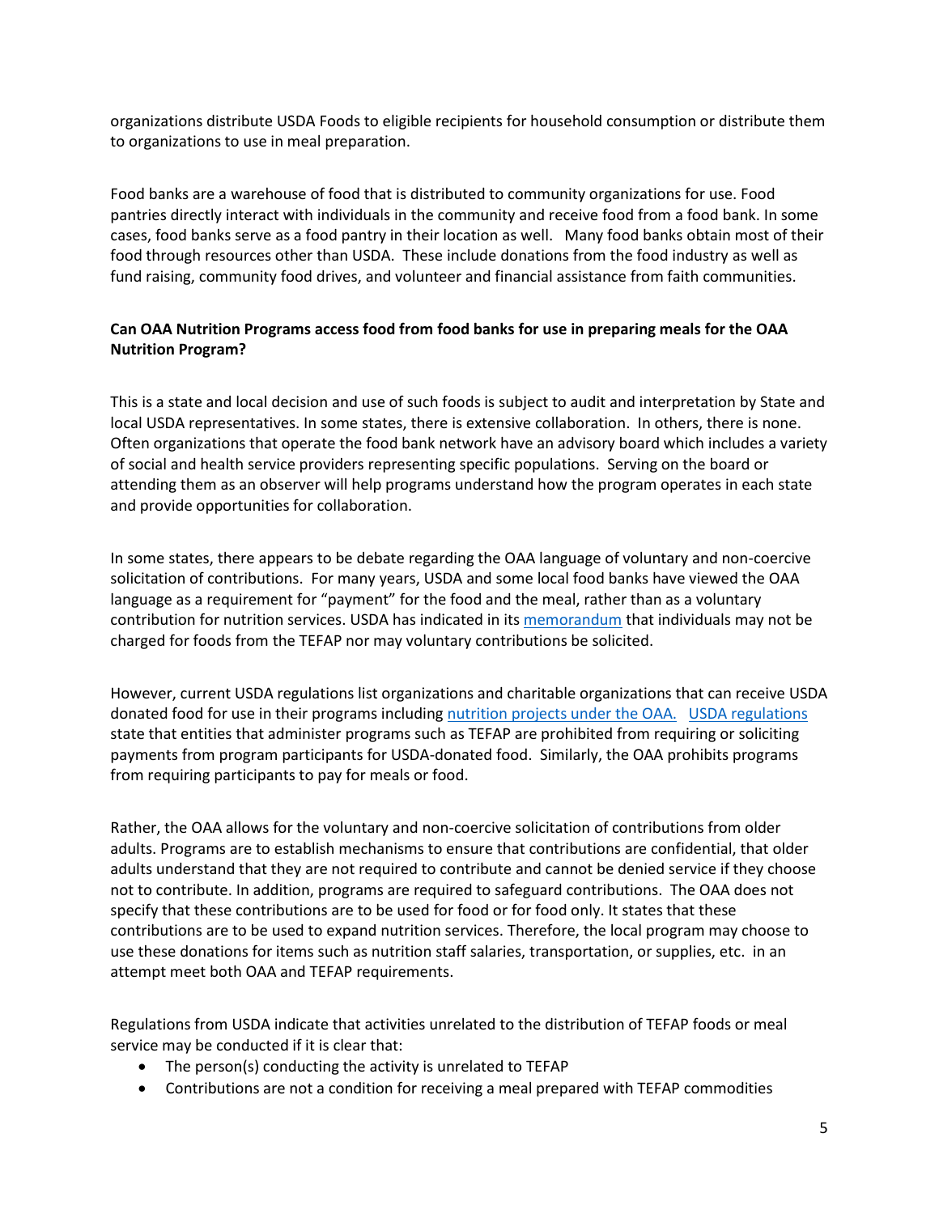organizations distribute USDA Foods to eligible recipients for household consumption or distribute them to organizations to use in meal preparation.

Food banks are a warehouse of food that is distributed to community organizations for use. Food pantries directly interact with individuals in the community and receive food from a food bank. In some cases, food banks serve as a food pantry in their location as well. Many food banks obtain most of their food through resources other than USDA. These include donations from the food industry as well as fund raising, community food drives, and volunteer and financial assistance from faith communities.

**Can OAA Nutrition Programs access food from food banks for use in preparing meals for the OAA Nutrition Program?**

This is a state and local decision and use of such foods is subject to audit and interpretation by State and local USDA representatives. In some states, there is extensive collaboration. In others, there is none. Often organizations that operate the food bank network have an advisory board which includes a variety of social and health service providers representing specific populations. Serving on the board or attending them as an observer will help programs understand how the program operates in each state and provide opportunities for collaboration.

In some states, there appears to be debate regarding the OAA language of voluntary and non-coercive solicitation of contributions. For many years, USDA and some local food banks have viewed the OAA language as a requirement for "payment" for the food and the meal, rather than as a voluntary contribution for nutrition services. USDA has indicated in its memorandum that individuals may not be charged for foods from the TEFAP nor may voluntary contributions be solicited.

However, current USDA regulations list organizations and charitable organizations that can receive USDA donated food for use in their programs including nutrition projects under the OAA. USDA regulations state that entities that administer programs such as TEFAP are prohibited from requiring or soliciting payments from program participants for USDA-donated food. Similarly, the OAA prohibits programs from requiring participants to pay for meals or food.

Rather, the OAA allows for the voluntary and non-coercive solicitation of contributions from older adults. Programs are to establish mechanisms to ensure that contributions are confidential, that older adults understand that they are not required to contribute and cannot be denied service if they choose not to contribute. In addition, programs are required to safeguard contributions. The OAA does not specify that these contributions are to be used for food or for food only. It states that these contributions are to be used to expand nutrition services. Therefore, the local program may choose to use these donations for items such as nutrition staff salaries, transportation, or supplies, etc. in an attempt meet both OAA and TEFAP requirements.

Regulations from USDA indicate that activities unrelated to the distribution of TEFAP foods or meal service may be conducted if it is clear that:

- The person(s) conducting the activity is unrelated to TEFAP
- Contributions are not a condition for receiving a meal prepared with TEFAP commodities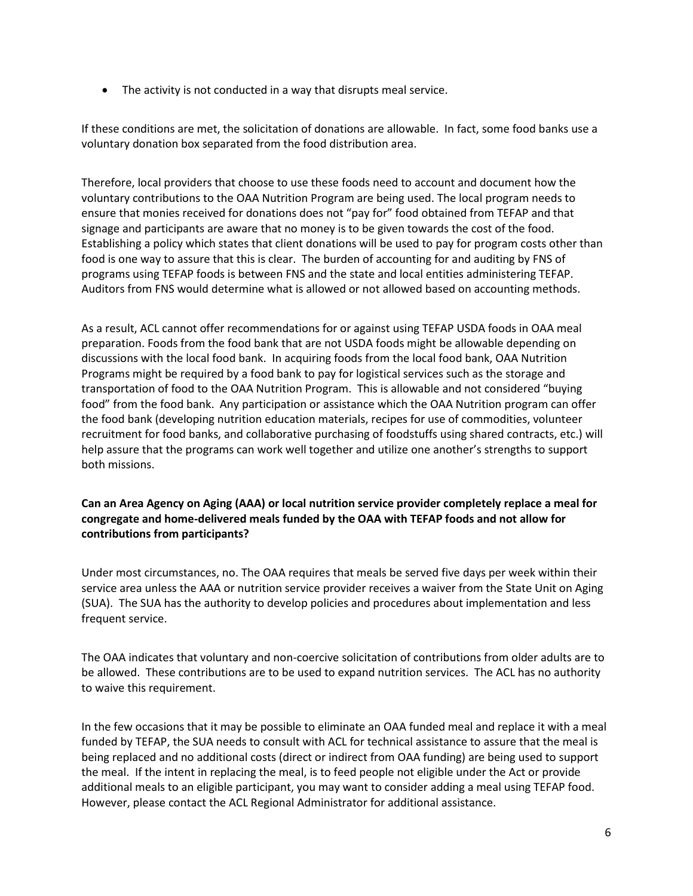- The activity is not conducted in a way that disrupts meal service.

If these conditions are met, the solicitation of donations are allowable. In fact, some food banks use a voluntary donation box separated from the food distribution area.

Therefore, local providers that choose to use these foods need to account and document how the voluntary contributions to the OAA Nutrition Program are being used. The local program needs to ensure that monies received for donations does not "pay for" food obtained from TEFAP and that signage and participants are aware that no money is to be given towards the cost of the food. Establishing a policy which states that client donations will be used to pay for program costs other than food is one way to assure that this is clear. The burden of accounting for and auditing by FNS of programs using TEFAP foods is between FNS and the state and local entities administering TEFAP. Auditors from FNS would determine what is allowed or not allowed based on accounting methods.

As a result, ACL cannot offer recommendations for or against using TEFAP USDA foods in OAA meal preparation. Foods from the food bank that are not USDA foods might be allowable depending on discussions with the local food bank. In acquiring foods from the local food bank, OAA Nutrition Programs might be required by a food bank to pay for logistical services such as the storage and transportation of food to the OAA Nutrition Program. This is allowable and not considered "buying food" from the food bank. Any participation or assistance which the OAA Nutrition program can offer the food bank (developing nutrition education materials, recipes for use of commodities, volunteer recruitment for food banks, and collaborative purchasing of foodstuffs using shared contracts, etc.) will help assure that the programs can work well together and utilize one another's strengths to support both missions.

**Can an Area Agency on Aging (AAA) or local nutrition service provider completely replace a meal for congregate and home-delivered meals funded by the OAA with TEFAP foods and not allow for contributions from participants?**

Under most circumstances, no. The OAA requires that meals be served five days per week within their service area unless the AAA or nutrition service provider receives a waiver from the State Unit on Aging (SUA). The SUA has the authority to develop policies and procedures about implementation and less frequent service.

The OAA indicates that voluntary and non-coercive solicitation of contributions from older adults are to be allowed. These contributions are to be used to expand nutrition services. The ACL has no authority to waive this requirement.

In the few occasions that it may be possible to eliminate an OAA funded meal and replace it with a meal funded by TEFAP, the SUA needs to consult with ACL for technical assistance to assure that the meal is being replaced and no additional costs (direct or indirect from OAA funding) are being used to support the meal. If the intent in replacing the meal, is to feed people not eligible under the Act or provide additional meals to an eligible participant, you may want to consider adding a meal using TEFAP food. However, please contact the ACL Regional Administrator for additional assistance.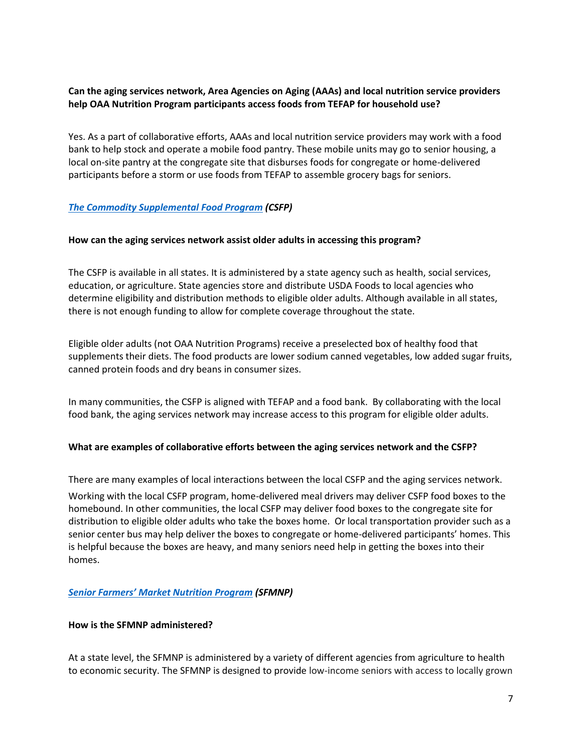**Can the aging services network, Area Agencies on Aging (AAAs) and local nutrition service providers help OAA Nutrition Program participants access foods from TEFAP for household use?**

Yes. As a part of collaborative efforts, AAAs and local nutrition service providers may work with a food bank to help stock and operate a mobile food pantry. These mobile units may go to senior housing, a local on-site pantry at the congregate site that disburses foods for congregate or home-delivered participants before a storm or use foods from TEFAP to assemble grocery bags for seniors.

***The Commodity Supplemental Food Program (CSFP)***

**How can the aging services network assist older adults in accessing this program?**

The CSFP is available in all states. It is administered by a state agency such as health, social services, education, or agriculture. State agencies store and distribute USDA Foods to local agencies who determine eligibility and distribution methods to eligible older adults. Although available in all states, there is not enough funding to allow for complete coverage throughout the state.

Eligible older adults (not OAA Nutrition Programs) receive a preselected box of healthy food that supplements their diets. The food products are lower sodium canned vegetables, low added sugar fruits, canned protein foods and dry beans in consumer sizes.

In many communities, the CSFP is aligned with TEFAP and a food bank. By collaborating with the local food bank, the aging services network may increase access to this program for eligible older adults.

**What are examples of collaborative efforts between the aging services network and the CSFP?**

There are many examples of local interactions between the local CSFP and the aging services network.

Working with the local CSFP program, home-delivered meal drivers may deliver CSFP food boxes to the homebound. In other communities, the local CSFP may deliver food boxes to the congregate site for distribution to eligible older adults who take the boxes home. Or local transportation provider such as a senior center bus may help deliver the boxes to congregate or home-delivered participants' homes. This is helpful because the boxes are heavy, and many seniors need help in getting the boxes into their homes.

***Senior Farmers' Market Nutrition Program (SFMNP)***

**How is the SFMNP administered?**

At a state level, the SFMNP is administered by a variety of different agencies from agriculture to health to economic security. The SFMNP is designed to provide low-income seniors with access to locally grown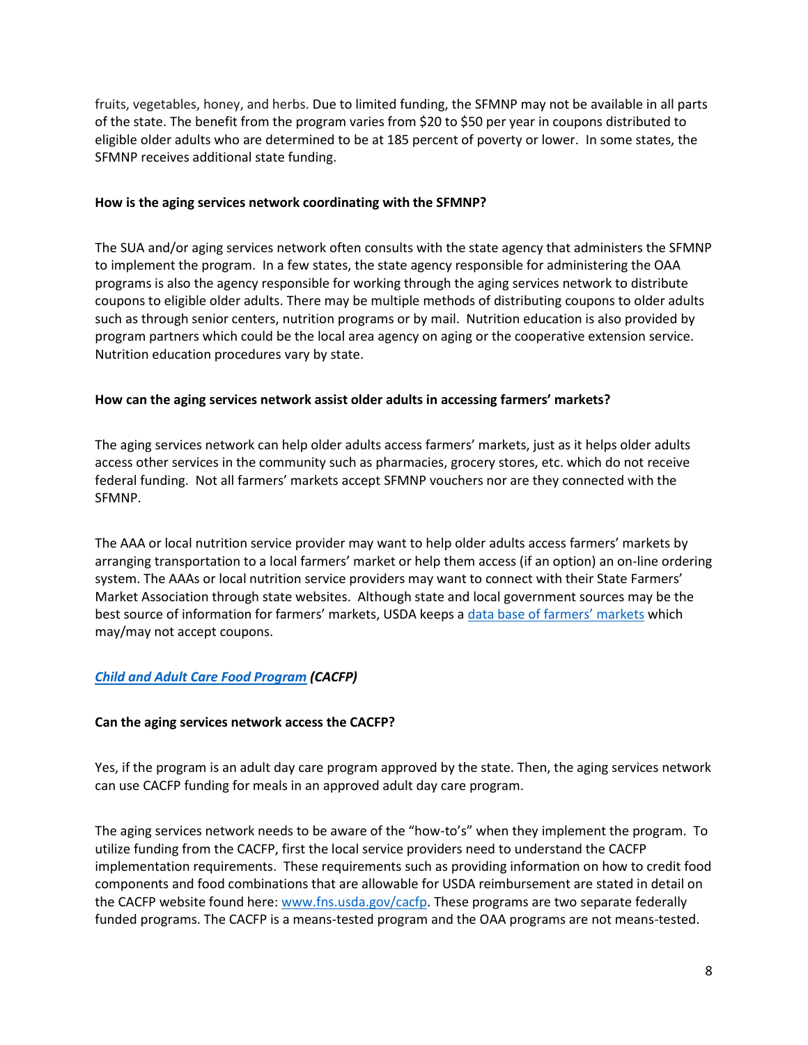fruits, vegetables, honey, and herbs. Due to limited funding, the SFMNP may not be available in all parts of the state. The benefit from the program varies from $20 to $50 per year in coupons distributed to eligible older adults who are determined to be at 185 percent of poverty or lower. In some states, the SFMNP receives additional state funding.

**How is the aging services network coordinating with the SFMNP?**

The SUA and/or aging services network often consults with the state agency that administers the SFMNP to implement the program. In a few states, the state agency responsible for administering the OAA programs is also the agency responsible for working through the aging services network to distribute coupons to eligible older adults. There may be multiple methods of distributing coupons to older adults such as through senior centers, nutrition programs or by mail. Nutrition education is also provided by program partners which could be the local area agency on aging or the cooperative extension service. Nutrition education procedures vary by state.

**How can the aging services network assist older adults in accessing farmers' markets?**

The aging services network can help older adults access farmers' markets, just as it helps older adults access other services in the community such as pharmacies, grocery stores, etc. which do not receive federal funding. Not all farmers' markets accept SFMNP vouchers nor are they connected with the SFMNP.

The AAA or local nutrition service provider may want to help older adults access farmers' markets by arranging transportation to a local farmers' market or help them access (if an option) an on-line ordering system. The AAAs or local nutrition service providers may want to connect with their State Farmers' Market Association through state websites. Although state and local government sources may be the best source of information for farmers' markets, USDA keeps a data base of farmers' markets which may/may not accept coupons.

***Child and Adult Care Food Program (CACFP)***

**Can the aging services network access the CACFP?**

Yes, if the program is an adult day care program approved by the state. Then, the aging services network can use CACFP funding for meals in an approved adult day care program.

The aging services network needs to be aware of the "how-to's" when they implement the program. To utilize funding from the CACFP, first the local service providers need to understand the CACFP implementation requirements. These requirements such as providing information on how to credit food components and food combinations that are allowable for USDA reimbursement are stated in detail on the CACFP website found here: www.fns.usda.gov/cacfp. These programs are two separate federally funded programs. The CACFP is a means-tested program and the OAA programs are not means-tested.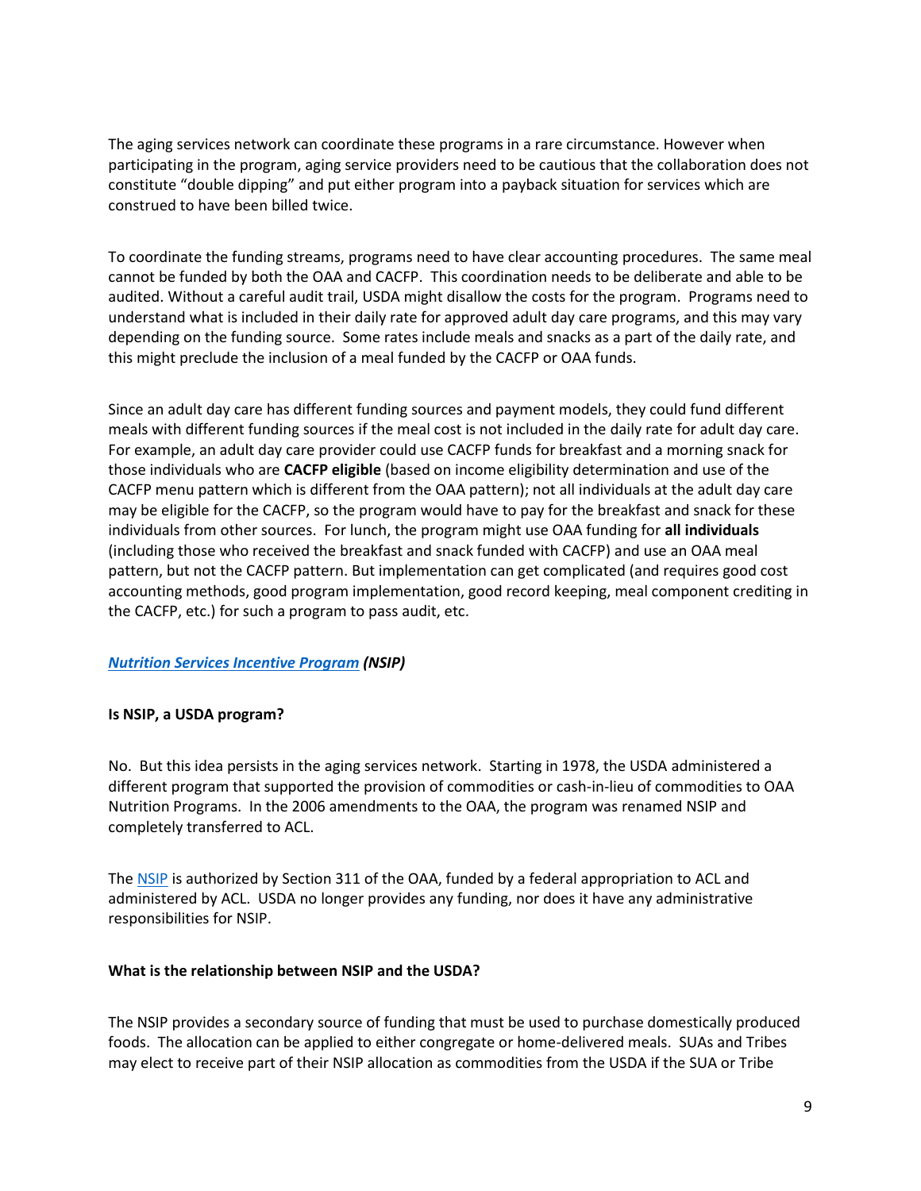The aging services network can coordinate these programs in a rare circumstance. However when participating in the program, aging service providers need to be cautious that the collaboration does not constitute "double dipping" and put either program into a payback situation for services which are construed to have been billed twice.

To coordinate the funding streams, programs need to have clear accounting procedures. The same meal cannot be funded by both the OAA and CACFP. This coordination needs to be deliberate and able to be audited. Without a careful audit trail, USDA might disallow the costs for the program. Programs need to understand what is included in their daily rate for approved adult day care programs, and this may vary depending on the funding source. Some rates include meals and snacks as a part of the daily rate, and this might preclude the inclusion of a meal funded by the CACFP or OAA funds.

Since an adult day care has different funding sources and payment models, they could fund different meals with different funding sources if the meal cost is not included in the daily rate for adult day care. For example, an adult day care provider could use CACFP funds for breakfast and a morning snack for those individuals who are **CACFP eligible** (based on income eligibility determination and use of the CACFP menu pattern which is different from the OAA pattern); not all individuals at the adult day care may be eligible for the CACFP, so the program would have to pay for the breakfast and snack for these individuals from other sources. For lunch, the program might use OAA funding for **all individuals** (including those who received the breakfast and snack funded with CACFP) and use an OAA meal pattern, but not the CACFP pattern. But implementation can get complicated (and requires good cost accounting methods, good program implementation, good record keeping, meal component crediting in the CACFP, etc.) for such a program to pass audit, etc.

## *Nutrition Services Incentive Program (NSIP)*

**Is NSIP, a USDA program?**

No. But this idea persists in the aging services network. Starting in 1978, the USDA administered a different program that supported the provision of commodities or cash-in-lieu of commodities to OAA Nutrition Programs. In the 2006 amendments to the OAA, the program was renamed NSIP and completely transferred to ACL.

The NSIP is authorized by Section 311 of the OAA, funded by a federal appropriation to ACL and administered by ACL. USDA no longer provides any funding, nor does it have any administrative responsibilities for NSIP.

**What is the relationship between NSIP and the USDA?**

The NSIP provides a secondary source of funding that must be used to purchase domestically produced foods. The allocation can be applied to either congregate or home-delivered meals. SUAs and Tribes may elect to receive part of their NSIP allocation as commodities from the USDA if the SUA or Tribe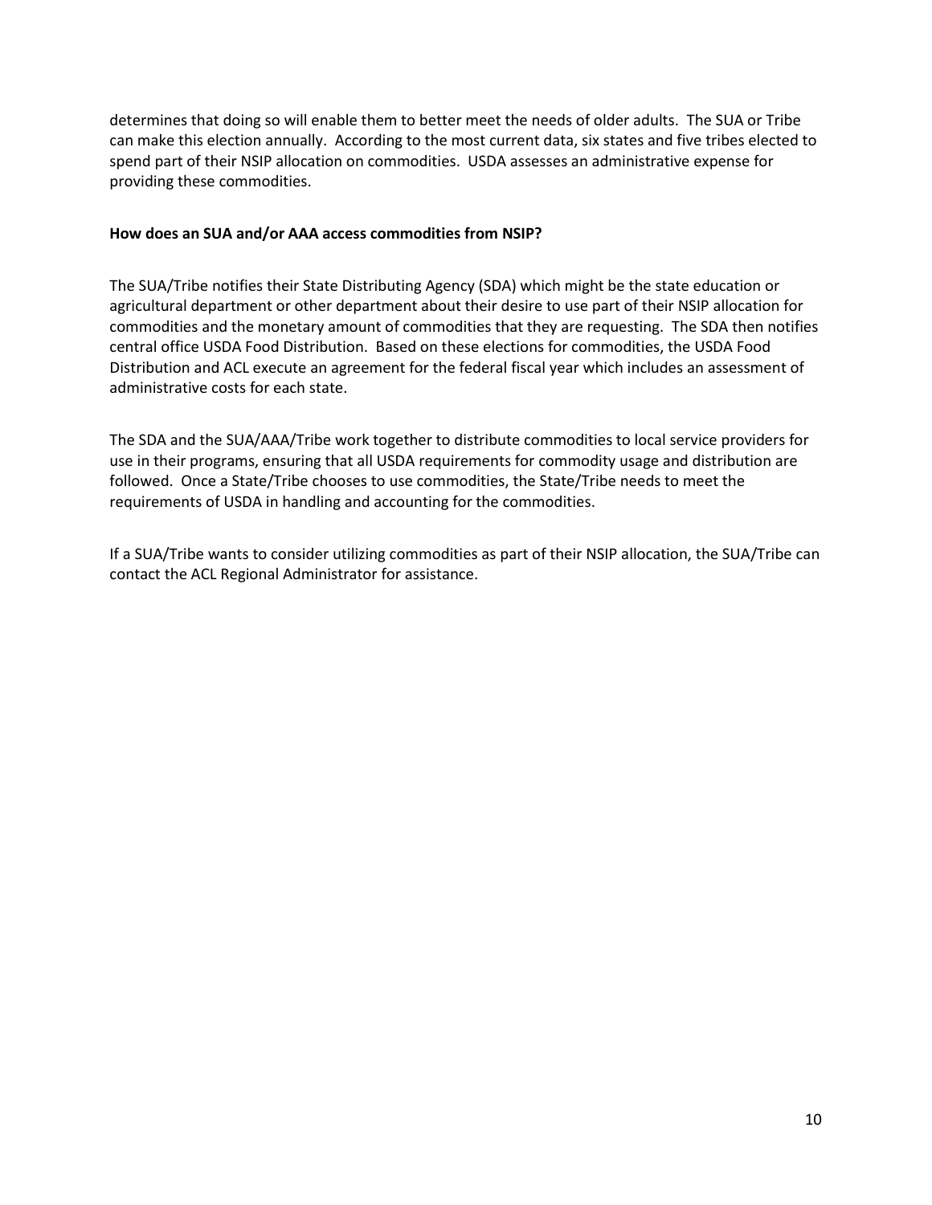determines that doing so will enable them to better meet the needs of older adults. The SUA or Tribe can make this election annually. According to the most current data, six states and five tribes elected to spend part of their NSIP allocation on commodities. USDA assesses an administrative expense for providing these commodities.

**How does an SUA and/or AAA access commodities from NSIP?**

The SUA/Tribe notifies their State Distributing Agency (SDA) which might be the state education or agricultural department or other department about their desire to use part of their NSIP allocation for commodities and the monetary amount of commodities that they are requesting. The SDA then notifies central office USDA Food Distribution. Based on these elections for commodities, the USDA Food Distribution and ACL execute an agreement for the federal fiscal year which includes an assessment of administrative costs for each state.

The SDA and the SUA/AAA/Tribe work together to distribute commodities to local service providers for use in their programs, ensuring that all USDA requirements for commodity usage and distribution are followed. Once a State/Tribe chooses to use commodities, the State/Tribe needs to meet the requirements of USDA in handling and accounting for the commodities.

If a SUA/Tribe wants to consider utilizing commodities as part of their NSIP allocation, the SUA/Tribe can contact the ACL Regional Administrator for assistance.